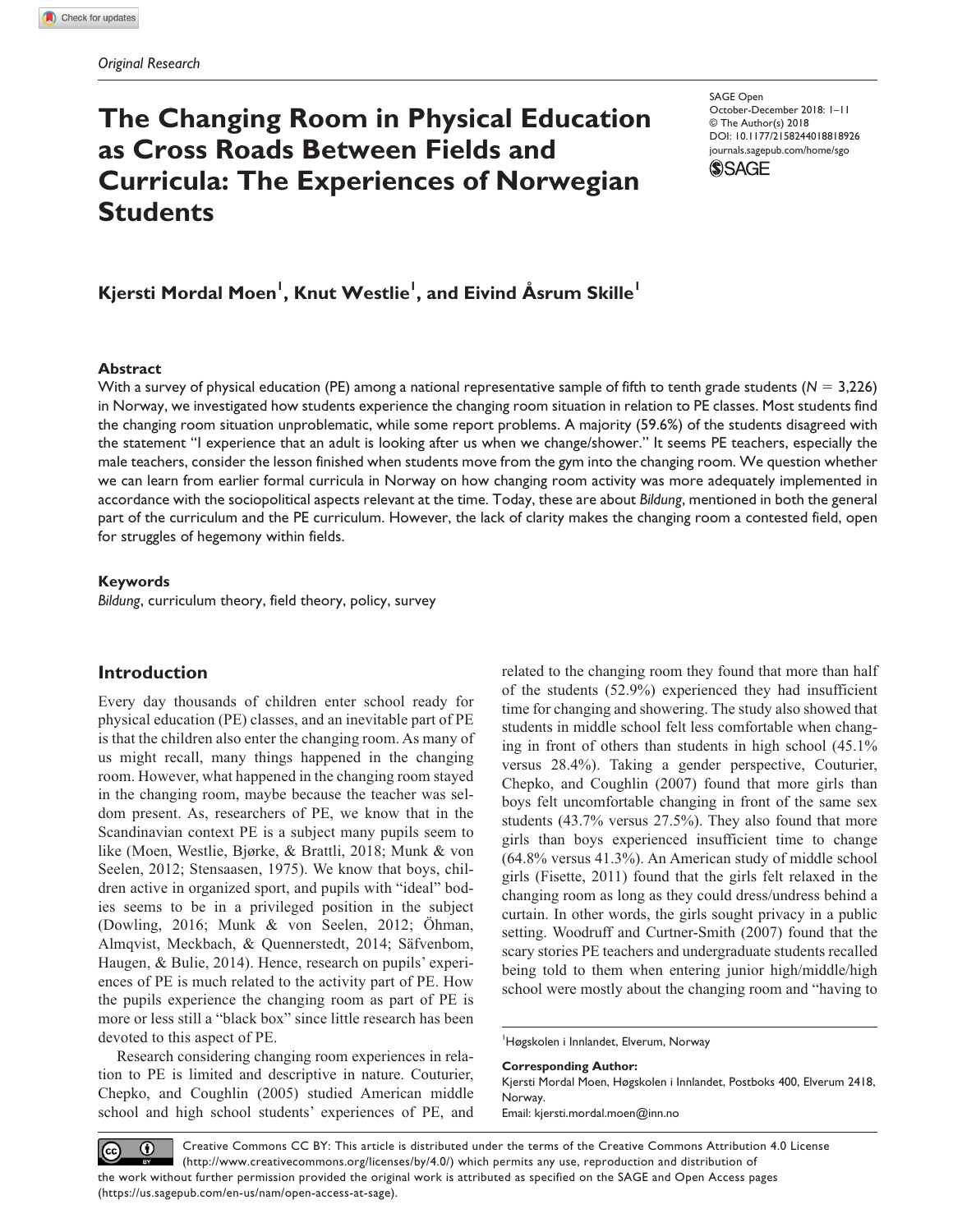Original Research

# The Changing Room in Physical Education as Cross Roads Between Fields and Curricula: The Experiences of Norwegian Students

SAGE Open
October-December 2018: 1–11
© The Author(s) 2018
DOI: 10.1177/2158244018818926
journals.sagepub.com/home/sgo

**Kjersti Mordal Moen[1], Knut Westlie[1], and Eivind Åsrum Skille[1]**

## Abstract

With a survey of physical education (PE) among a national representative sample of fifth to tenth grade students ($N = 3,226$) in Norway, we investigated how students experience the changing room situation in relation to PE classes. Most students find the changing room situation unproblematic, while some report problems. A majority (59.6%) of the students disagreed with the statement "I experience that an adult is looking after us when we change/shower." It seems PE teachers, especially the male teachers, consider the lesson finished when students move from the gym into the changing room. We question whether we can learn from earlier formal curricula in Norway on how changing room activity was more adequately implemented in accordance with the sociopolitical aspects relevant at the time. Today, these are about *Bildung*, mentioned in both the general part of the curriculum and the PE curriculum. However, the lack of clarity makes the changing room a contested field, open for struggles of hegemony within fields.

### Keywords

*Bildung*, curriculum theory, field theory, policy, survey

## Introduction

Every day thousands of children enter school ready for physical education (PE) classes, and an inevitable part of PE is that the children also enter the changing room. As many of us might recall, many things happened in the changing room. However, what happened in the changing room stayed in the changing room, maybe because the teacher was seldom present. As, researchers of PE, we know that in the Scandinavian context PE is a subject many pupils seem to like (Moen, Westlie, Bjørke, & Brattli, 2018; Munk & von Seelen, 2012; Stensaasen, 1975). We know that boys, children active in organized sport, and pupils with "ideal" bodies seems to be in a privileged position in the subject (Dowling, 2016; Munk & von Seelen, 2012; Öhman, Almqvist, Meckbach, & Quennerstedt, 2014; Säfvenbom, Haugen, & Bulie, 2014). Hence, research on pupils' experiences of PE is much related to the activity part of PE. How the pupils experience the changing room as part of PE is more or less still a "black box" since little research has been devoted to this aspect of PE.

Research considering changing room experiences in relation to PE is limited and descriptive in nature. Couturier, Chepko, and Coughlin (2005) studied American middle school and high school students' experiences of PE, and related to the changing room they found that more than half of the students (52.9%) experienced they had insufficient time for changing and showering. The study also showed that students in middle school felt less comfortable when changing in front of others than students in high school (45.1% versus 28.4%). Taking a gender perspective, Couturier, Chepko, and Coughlin (2007) found that more girls than boys felt uncomfortable changing in front of the same sex students (43.7% versus 27.5%). They also found that more girls than boys experienced insufficient time to change (64.8% versus 41.3%). An American study of middle school girls (Fisette, 2011) found that the girls felt relaxed in the changing room as long as they could dress/undress behind a curtain. In other words, the girls sought privacy in a public setting. Woodruff and Curtner-Smith (2007) found that the scary stories PE teachers and undergraduate students recalled being told to them when entering junior high/middle/high school were mostly about the changing room and "having to

[1]Høgskolen i Innlandet, Elverum, Norway

**Corresponding Author:**
Kjersti Mordal Moen, Høgskolen i Innlandet, Postboks 400, Elverum 2418, Norway.
Email: kjersti.mordal.moen@inn.no

Creative Commons CC BY: This article is distributed under the terms of the Creative Commons Attribution 4.0 License (http://www.creativecommons.org/licenses/by/4.0/) which permits any use, reproduction and distribution of the work without further permission provided the original work is attributed as specified on the SAGE and Open Access pages (https://us.sagepub.com/en-us/nam/open-access-at-sage).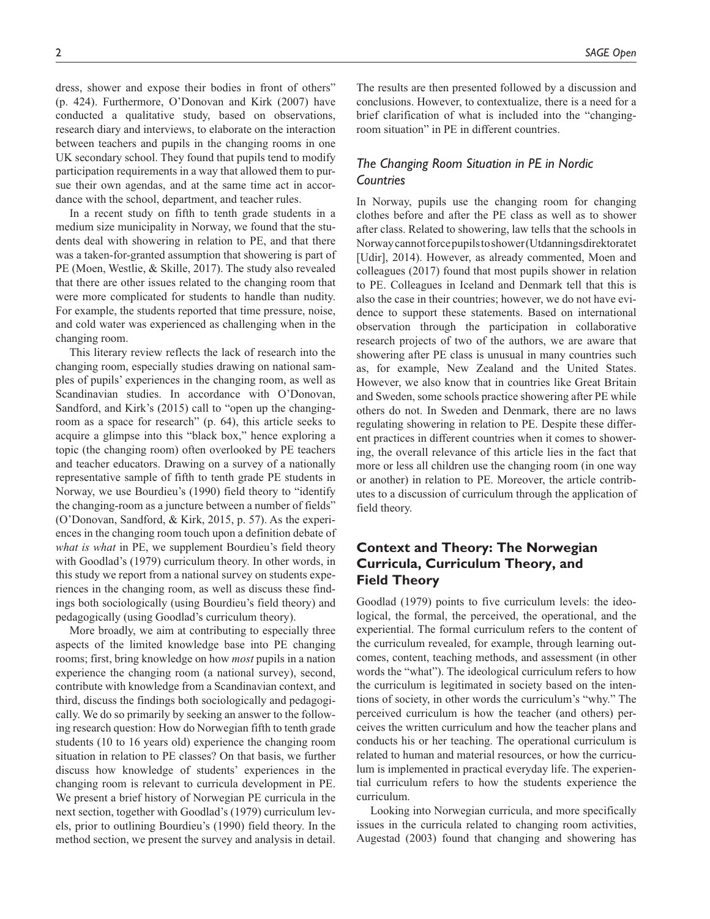dress, shower and expose their bodies in front of others" (p. 424). Furthermore, O'Donovan and Kirk (2007) have conducted a qualitative study, based on observations, research diary and interviews, to elaborate on the interaction between teachers and pupils in the changing rooms in one UK secondary school. They found that pupils tend to modify participation requirements in a way that allowed them to pursue their own agendas, and at the same time act in accordance with the school, department, and teacher rules.

In a recent study on fifth to tenth grade students in a medium size municipality in Norway, we found that the students deal with showering in relation to PE, and that there was a taken-for-granted assumption that showering is part of PE (Moen, Westlie, & Skille, 2017). The study also revealed that there are other issues related to the changing room that were more complicated for students to handle than nudity. For example, the students reported that time pressure, noise, and cold water was experienced as challenging when in the changing room.

This literary review reflects the lack of research into the changing room, especially studies drawing on national samples of pupils' experiences in the changing room, as well as Scandinavian studies. In accordance with O'Donovan, Sandford, and Kirk's (2015) call to "open up the changing-room as a space for research" (p. 64), this article seeks to acquire a glimpse into this "black box," hence exploring a topic (the changing room) often overlooked by PE teachers and teacher educators. Drawing on a survey of a nationally representative sample of fifth to tenth grade PE students in Norway, we use Bourdieu's (1990) field theory to "identify the changing-room as a juncture between a number of fields" (O'Donovan, Sandford, & Kirk, 2015, p. 57). As the experiences in the changing room touch upon a definition debate of *what is what* in PE, we supplement Bourdieu's field theory with Goodlad's (1979) curriculum theory. In other words, in this study we report from a national survey on students experiences in the changing room, as well as discuss these findings both sociologically (using Bourdieu's field theory) and pedagogically (using Goodlad's curriculum theory).

More broadly, we aim at contributing to especially three aspects of the limited knowledge base into PE changing rooms; first, bring knowledge on how *most* pupils in a nation experience the changing room (a national survey), second, contribute with knowledge from a Scandinavian context, and third, discuss the findings both sociologically and pedagogically. We do so primarily by seeking an answer to the following research question: How do Norwegian fifth to tenth grade students (10 to 16 years old) experience the changing room situation in relation to PE classes? On that basis, we further discuss how knowledge of students' experiences in the changing room is relevant to curricula development in PE. We present a brief history of Norwegian PE curricula in the next section, together with Goodlad's (1979) curriculum levels, prior to outlining Bourdieu's (1990) field theory. In the method section, we present the survey and analysis in detail. The results are then presented followed by a discussion and conclusions. However, to contextualize, there is a need for a brief clarification of what is included into the "changing-room situation" in PE in different countries.

### *The Changing Room Situation in PE in Nordic Countries*

In Norway, pupils use the changing room for changing clothes before and after the PE class as well as to shower after class. Related to showering, law tells that the schools in Norway cannot force pupils to shower (Utdanningsdirektoratet [Udir], 2014). However, as already commented, Moen and colleagues (2017) found that most pupils shower in relation to PE. Colleagues in Iceland and Denmark tell that this is also the case in their countries; however, we do not have evidence to support these statements. Based on international observation through the participation in collaborative research projects of two of the authors, we are aware that showering after PE class is unusual in many countries such as, for example, New Zealand and the United States. However, we also know that in countries like Great Britain and Sweden, some schools practice showering after PE while others do not. In Sweden and Denmark, there are no laws regulating showering in relation to PE. Despite these different practices in different countries when it comes to showering, the overall relevance of this article lies in the fact that more or less all children use the changing room (in one way or another) in relation to PE. Moreover, the article contributes to a discussion of curriculum through the application of field theory.

## Context and Theory: The Norwegian Curricula, Curriculum Theory, and Field Theory

Goodlad (1979) points to five curriculum levels: the ideological, the formal, the perceived, the operational, and the experiential. The formal curriculum refers to the content of the curriculum revealed, for example, through learning outcomes, content, teaching methods, and assessment (in other words the "what"). The ideological curriculum refers to how the curriculum is legitimated in society based on the intentions of society, in other words the curriculum's "why." The perceived curriculum is how the teacher (and others) perceives the written curriculum and how the teacher plans and conducts his or her teaching. The operational curriculum is related to human and material resources, or how the curriculum is implemented in practical everyday life. The experiential curriculum refers to how the students experience the curriculum.

Looking into Norwegian curricula, and more specifically issues in the curricula related to changing room activities, Augestad (2003) found that changing and showering has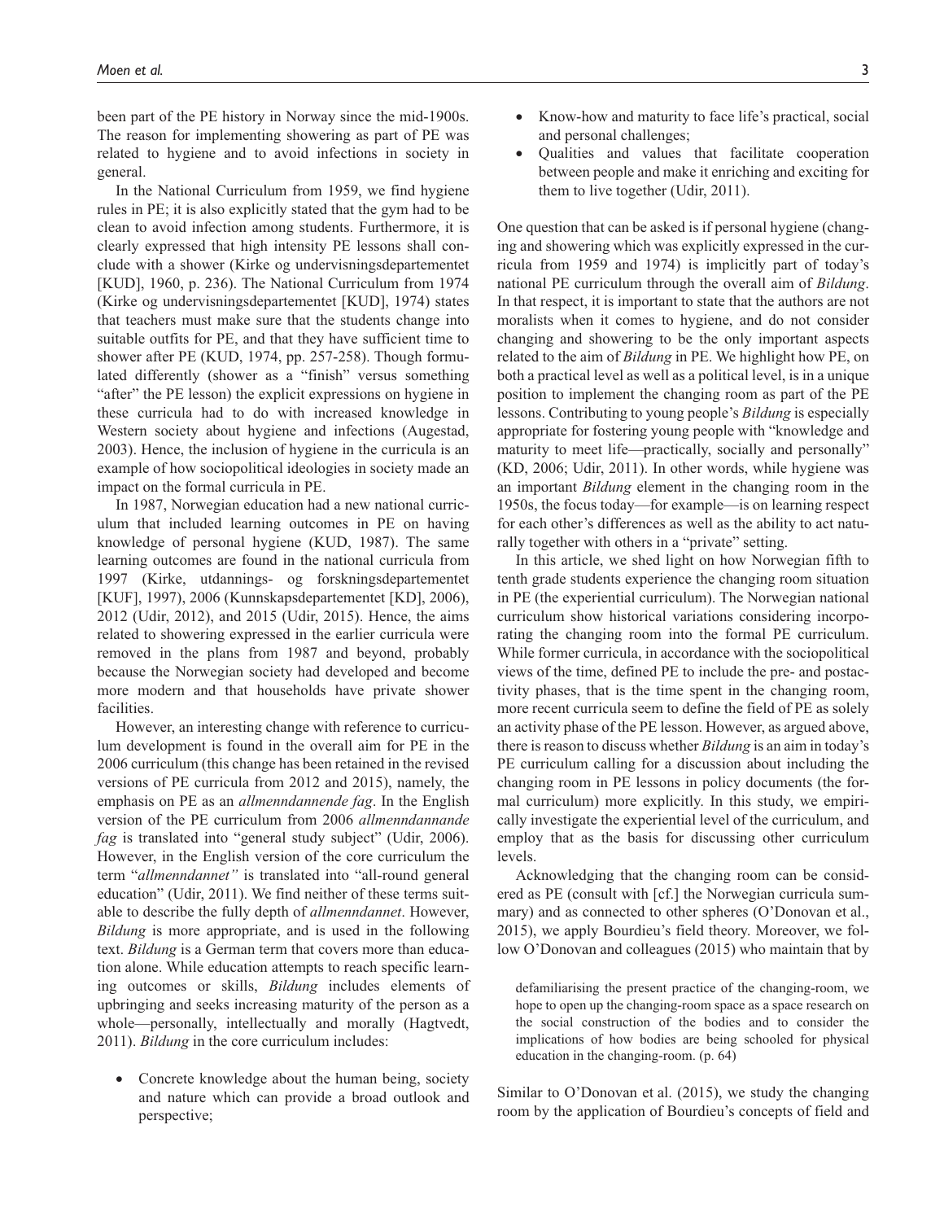been part of the PE history in Norway since the mid-1900s. The reason for implementing showering as part of PE was related to hygiene and to avoid infections in society in general.

In the National Curriculum from 1959, we find hygiene rules in PE; it is also explicitly stated that the gym had to be clean to avoid infection among students. Furthermore, it is clearly expressed that high intensity PE lessons shall conclude with a shower (Kirke og undervisningsdepartementet [KUD], 1960, p. 236). The National Curriculum from 1974 (Kirke og undervisningsdepartementet [KUD], 1974) states that teachers must make sure that the students change into suitable outfits for PE, and that they have sufficient time to shower after PE (KUD, 1974, pp. 257-258). Though formulated differently (shower as a "finish" versus something "after" the PE lesson) the explicit expressions on hygiene in these curricula had to do with increased knowledge in Western society about hygiene and infections (Augestad, 2003). Hence, the inclusion of hygiene in the curricula is an example of how sociopolitical ideologies in society made an impact on the formal curricula in PE.

In 1987, Norwegian education had a new national curriculum that included learning outcomes in PE on having knowledge of personal hygiene (KUD, 1987). The same learning outcomes are found in the national curricula from 1997 (Kirke, utdannings- og forskningsdepartementet [KUF], 1997), 2006 (Kunnskapsdepartementet [KD], 2006), 2012 (Udir, 2012), and 2015 (Udir, 2015). Hence, the aims related to showering expressed in the earlier curricula were removed in the plans from 1987 and beyond, probably because the Norwegian society had developed and become more modern and that households have private shower facilities.

However, an interesting change with reference to curriculum development is found in the overall aim for PE in the 2006 curriculum (this change has been retained in the revised versions of PE curricula from 2012 and 2015), namely, the emphasis on PE as an *allmenndannende fag*. In the English version of the PE curriculum from 2006 *allmenndannande fag* is translated into "general study subject" (Udir, 2006). However, in the English version of the core curriculum the term "*allmenndannet"* is translated into "all-round general education" (Udir, 2011). We find neither of these terms suitable to describe the fully depth of *allmenndannet*. However, *Bildung* is more appropriate, and is used in the following text. *Bildung* is a German term that covers more than education alone. While education attempts to reach specific learning outcomes or skills, *Bildung* includes elements of upbringing and seeks increasing maturity of the person as a whole—personally, intellectually and morally (Hagtvedt, 2011). *Bildung* in the core curriculum includes:

- Concrete knowledge about the human being, society and nature which can provide a broad outlook and perspective;
- Know-how and maturity to face life's practical, social and personal challenges;
- Qualities and values that facilitate cooperation between people and make it enriching and exciting for them to live together (Udir, 2011).

One question that can be asked is if personal hygiene (changing and showering which was explicitly expressed in the curricula from 1959 and 1974) is implicitly part of today's national PE curriculum through the overall aim of *Bildung*. In that respect, it is important to state that the authors are not moralists when it comes to hygiene, and do not consider changing and showering to be the only important aspects related to the aim of *Bildung* in PE. We highlight how PE, on both a practical level as well as a political level, is in a unique position to implement the changing room as part of the PE lessons. Contributing to young people's *Bildung* is especially appropriate for fostering young people with "knowledge and maturity to meet life—practically, socially and personally" (KD, 2006; Udir, 2011). In other words, while hygiene was an important *Bildung* element in the changing room in the 1950s, the focus today—for example—is on learning respect for each other's differences as well as the ability to act naturally together with others in a "private" setting.

In this article, we shed light on how Norwegian fifth to tenth grade students experience the changing room situation in PE (the experiential curriculum). The Norwegian national curriculum show historical variations considering incorporating the changing room into the formal PE curriculum. While former curricula, in accordance with the sociopolitical views of the time, defined PE to include the pre- and postactivity phases, that is the time spent in the changing room, more recent curricula seem to define the field of PE as solely an activity phase of the PE lesson. However, as argued above, there is reason to discuss whether *Bildung* is an aim in today's PE curriculum calling for a discussion about including the changing room in PE lessons in policy documents (the formal curriculum) more explicitly. In this study, we empirically investigate the experiential level of the curriculum, and employ that as the basis for discussing other curriculum levels.

Acknowledging that the changing room can be considered as PE (consult with [cf.] the Norwegian curricula summary) and as connected to other spheres (O'Donovan et al., 2015), we apply Bourdieu's field theory. Moreover, we follow O'Donovan and colleagues (2015) who maintain that by

> defamiliarising the present practice of the changing-room, we hope to open up the changing-room space as a space research on the social construction of the bodies and to consider the implications of how bodies are being schooled for physical education in the changing-room. (p. 64)

Similar to O'Donovan et al. (2015), we study the changing room by the application of Bourdieu's concepts of field and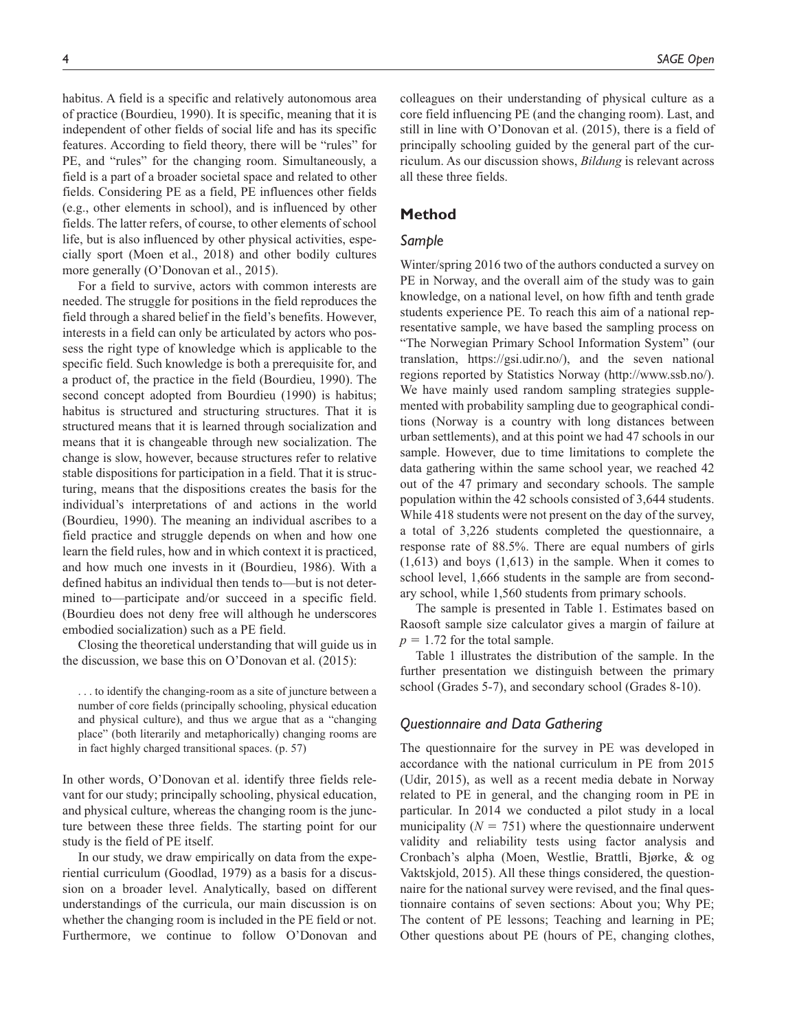habitus. A field is a specific and relatively autonomous area of practice (Bourdieu, 1990). It is specific, meaning that it is independent of other fields of social life and has its specific features. According to field theory, there will be "rules" for PE, and "rules" for the changing room. Simultaneously, a field is a part of a broader societal space and related to other fields. Considering PE as a field, PE influences other fields (e.g., other elements in school), and is influenced by other fields. The latter refers, of course, to other elements of school life, but is also influenced by other physical activities, especially sport (Moen et al., 2018) and other bodily cultures more generally (O'Donovan et al., 2015).

For a field to survive, actors with common interests are needed. The struggle for positions in the field reproduces the field through a shared belief in the field's benefits. However, interests in a field can only be articulated by actors who possess the right type of knowledge which is applicable to the specific field. Such knowledge is both a prerequisite for, and a product of, the practice in the field (Bourdieu, 1990). The second concept adopted from Bourdieu (1990) is habitus; habitus is structured and structuring structures. That it is structured means that it is learned through socialization and means that it is changeable through new socialization. The change is slow, however, because structures refer to relative stable dispositions for participation in a field. That it is structuring, means that the dispositions creates the basis for the individual's interpretations of and actions in the world (Bourdieu, 1990). The meaning an individual ascribes to a field practice and struggle depends on when and how one learn the field rules, how and in which context it is practiced, and how much one invests in it (Bourdieu, 1986). With a defined habitus an individual then tends to—but is not determined to—participate and/or succeed in a specific field. (Bourdieu does not deny free will although he underscores embodied socialization) such as a PE field.

Closing the theoretical understanding that will guide us in the discussion, we base this on O'Donovan et al. (2015):

> . . . to identify the changing-room as a site of juncture between a number of core fields (principally schooling, physical education and physical culture), and thus we argue that as a "changing place" (both literarily and metaphorically) changing rooms are in fact highly charged transitional spaces. (p. 57)

In other words, O'Donovan et al. identify three fields relevant for our study; principally schooling, physical education, and physical culture, whereas the changing room is the juncture between these three fields. The starting point for our study is the field of PE itself.

In our study, we draw empirically on data from the experiential curriculum (Goodlad, 1979) as a basis for a discussion on a broader level. Analytically, based on different understandings of the curricula, our main discussion is on whether the changing room is included in the PE field or not. Furthermore, we continue to follow O'Donovan and colleagues on their understanding of physical culture as a core field influencing PE (and the changing room). Last, and still in line with O'Donovan et al. (2015), there is a field of principally schooling guided by the general part of the curriculum. As our discussion shows, *Bildung* is relevant across all these three fields.

## Method

### Sample

Winter/spring 2016 two of the authors conducted a survey on PE in Norway, and the overall aim of the study was to gain knowledge, on a national level, on how fifth and tenth grade students experience PE. To reach this aim of a national representative sample, we have based the sampling process on "The Norwegian Primary School Information System" (our translation, https://gsi.udir.no/), and the seven national regions reported by Statistics Norway (http://www.ssb.no/). We have mainly used random sampling strategies supplemented with probability sampling due to geographical conditions (Norway is a country with long distances between urban settlements), and at this point we had 47 schools in our sample. However, due to time limitations to complete the data gathering within the same school year, we reached 42 out of the 47 primary and secondary schools. The sample population within the 42 schools consisted of 3,644 students. While 418 students were not present on the day of the survey, a total of 3,226 students completed the questionnaire, a response rate of 88.5%. There are equal numbers of girls (1,613) and boys (1,613) in the sample. When it comes to school level, 1,666 students in the sample are from secondary school, while 1,560 students from primary schools.

The sample is presented in Table 1. Estimates based on Raosoft sample size calculator gives a margin of failure at $p = 1.72$ for the total sample.

Table 1 illustrates the distribution of the sample. In the further presentation we distinguish between the primary school (Grades 5-7), and secondary school (Grades 8-10).

### Questionnaire and Data Gathering

The questionnaire for the survey in PE was developed in accordance with the national curriculum in PE from 2015 (Udir, 2015), as well as a recent media debate in Norway related to PE in general, and the changing room in PE in particular. In 2014 we conducted a pilot study in a local municipality ($N = 751$) where the questionnaire underwent validity and reliability tests using factor analysis and Cronbach's alpha (Moen, Westlie, Brattli, Bjørke, & og Vaktskjold, 2015). All these things considered, the questionnaire for the national survey were revised, and the final questionnaire contains of seven sections: About you; Why PE; The content of PE lessons; Teaching and learning in PE; Other questions about PE (hours of PE, changing clothes,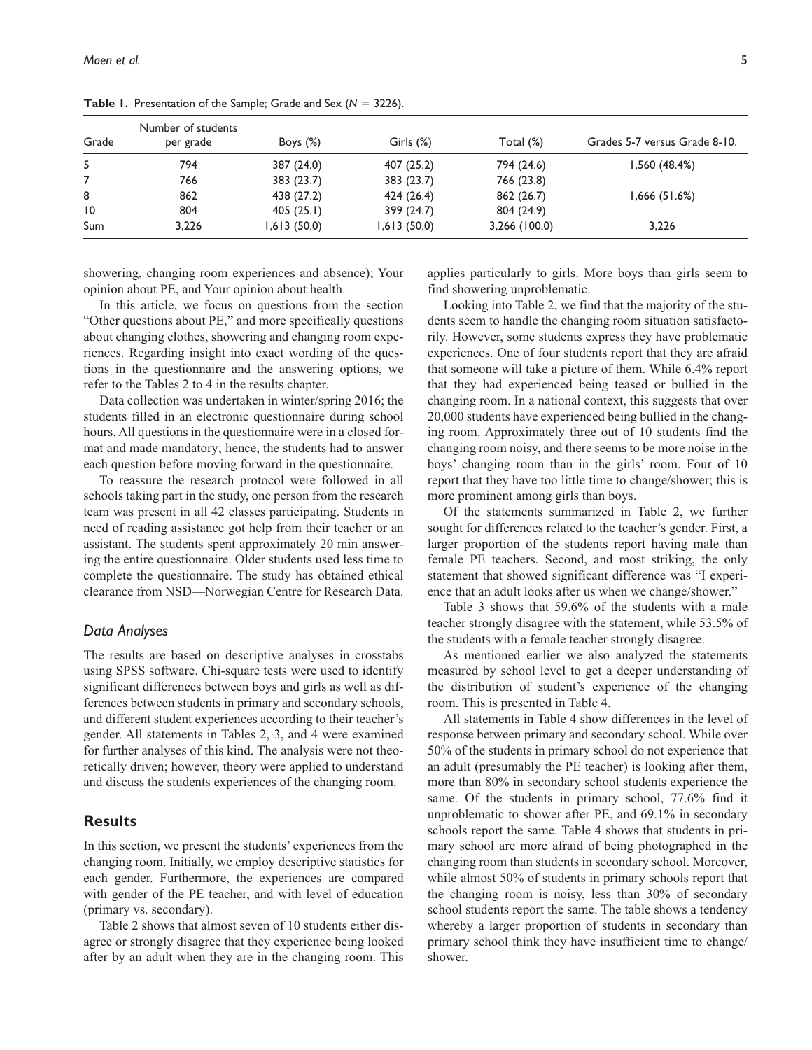**Table 1.** Presentation of the Sample; Grade and Sex ($N = 3226$).

| Grade | Number of students per grade | Boys (%) | Girls (%) | Total (%) | Grades 5-7 versus Grade 8-10. |
|---|---|---|---|---|---|
| 5 | 794 | 387 (24.0) | 407 (25.2) | 794 (24.6) | 1,560 (48.4%) |
| 7 | 766 | 383 (23.7) | 383 (23.7) | 766 (23.8) | |
| 8 | 862 | 438 (27.2) | 424 (26.4) | 862 (26.7) | 1,666 (51.6%) |
| 10 | 804 | 405 (25.1) | 399 (24.7) | 804 (24.9) | |
| Sum | 3,226 | 1,613 (50.0) | 1,613 (50.0) | 3,266 (100.0) | 3,226 |

showering, changing room experiences and absence); Your opinion about PE, and Your opinion about health.

In this article, we focus on questions from the section "Other questions about PE," and more specifically questions about changing clothes, showering and changing room experiences. Regarding insight into exact wording of the questions in the questionnaire and the answering options, we refer to the Tables 2 to 4 in the results chapter.

Data collection was undertaken in winter/spring 2016; the students filled in an electronic questionnaire during school hours. All questions in the questionnaire were in a closed format and made mandatory; hence, the students had to answer each question before moving forward in the questionnaire.

To reassure the research protocol were followed in all schools taking part in the study, one person from the research team was present in all 42 classes participating. Students in need of reading assistance got help from their teacher or an assistant. The students spent approximately 20 min answering the entire questionnaire. Older students used less time to complete the questionnaire. The study has obtained ethical clearance from NSD—Norwegian Centre for Research Data.

### *Data Analyses*

The results are based on descriptive analyses in crosstabs using SPSS software. Chi-square tests were used to identify significant differences between boys and girls as well as differences between students in primary and secondary schools, and different student experiences according to their teacher's gender. All statements in Tables 2, 3, and 4 were examined for further analyses of this kind. The analysis were not theoretically driven; however, theory were applied to understand and discuss the students experiences of the changing room.

## Results

In this section, we present the students' experiences from the changing room. Initially, we employ descriptive statistics for each gender. Furthermore, the experiences are compared with gender of the PE teacher, and with level of education (primary vs. secondary).

Table 2 shows that almost seven of 10 students either disagree or strongly disagree that they experience being looked after by an adult when they are in the changing room. This applies particularly to girls. More boys than girls seem to find showering unproblematic.

Looking into Table 2, we find that the majority of the students seem to handle the changing room situation satisfactorily. However, some students express they have problematic experiences. One of four students report that they are afraid that someone will take a picture of them. While 6.4% report that they had experienced being teased or bullied in the changing room. In a national context, this suggests that over 20,000 students have experienced being bullied in the changing room. Approximately three out of 10 students find the changing room noisy, and there seems to be more noise in the boys' changing room than in the girls' room. Four of 10 report that they have too little time to change/shower; this is more prominent among girls than boys.

Of the statements summarized in Table 2, we further sought for differences related to the teacher's gender. First, a larger proportion of the students report having male than female PE teachers. Second, and most striking, the only statement that showed significant difference was "I experience that an adult looks after us when we change/shower."

Table 3 shows that 59.6% of the students with a male teacher strongly disagree with the statement, while 53.5% of the students with a female teacher strongly disagree.

As mentioned earlier we also analyzed the statements measured by school level to get a deeper understanding of the distribution of student's experience of the changing room. This is presented in Table 4.

All statements in Table 4 show differences in the level of response between primary and secondary school. While over 50% of the students in primary school do not experience that an adult (presumably the PE teacher) is looking after them, more than 80% in secondary school students experience the same. Of the students in primary school, 77.6% find it unproblematic to shower after PE, and 69.1% in secondary schools report the same. Table 4 shows that students in primary school are more afraid of being photographed in the changing room than students in secondary school. Moreover, while almost 50% of students in primary schools report that the changing room is noisy, less than 30% of secondary school students report the same. The table shows a tendency whereby a larger proportion of students in secondary than primary school think they have insufficient time to change/shower.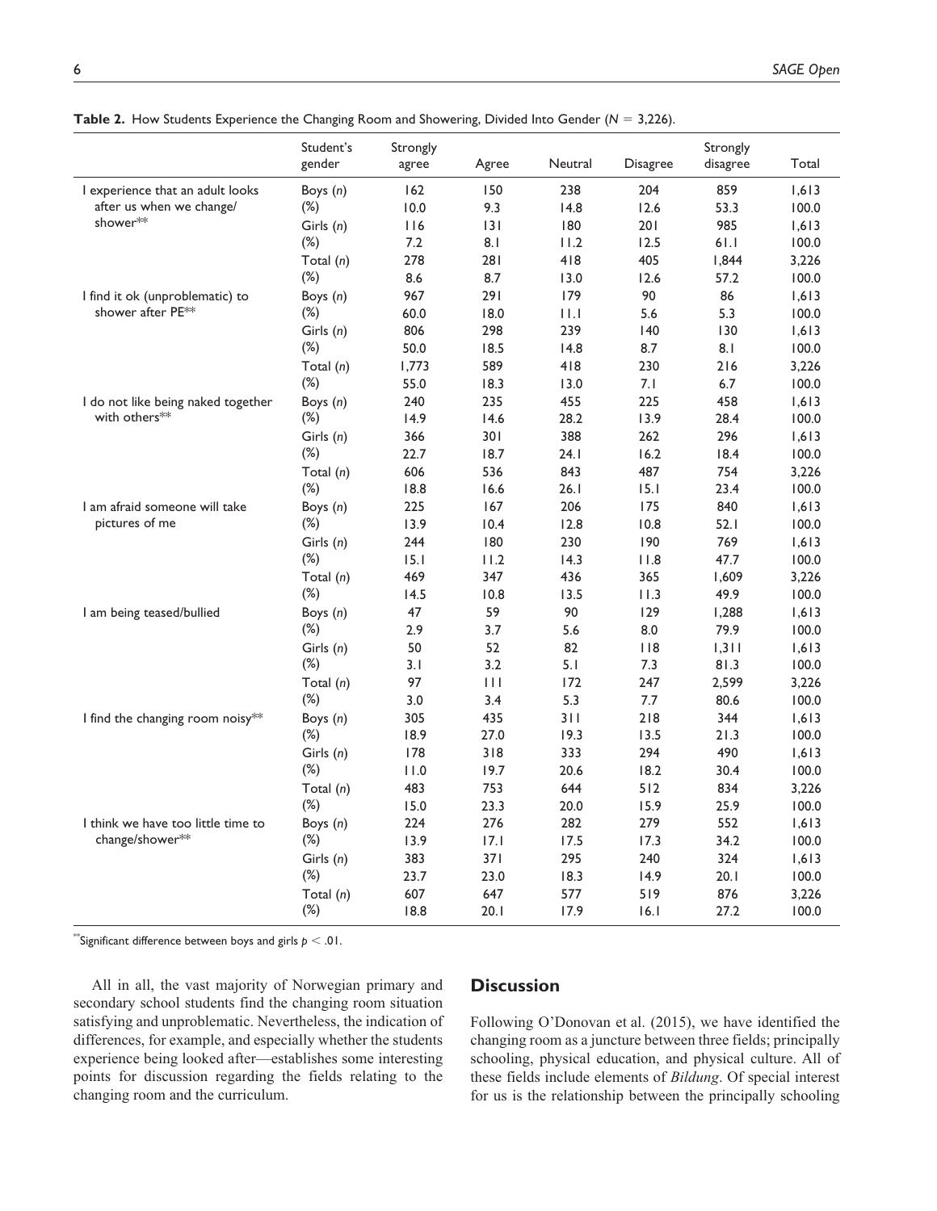**Table 2.** How Students Experience the Changing Room and Showering, Divided Into Gender ($N = 3{,}226$).

| | Student's gender | Strongly agree | Agree | Neutral | Disagree | Strongly disagree | Total |
|---|---|---|---|---|---|---|---|
| I experience that an adult looks after us when we change/shower** | Boys (*n*) | 162 | 150 | 238 | 204 | 859 | 1,613 |
| | (%) | 10.0 | 9.3 | 14.8 | 12.6 | 53.3 | 100.0 |
| | Girls (*n*) | 116 | 131 | 180 | 201 | 985 | 1,613 |
| | (%) | 7.2 | 8.1 | 11.2 | 12.5 | 61.1 | 100.0 |
| | Total (*n*) | 278 | 281 | 418 | 405 | 1,844 | 3,226 |
| | (%) | 8.6 | 8.7 | 13.0 | 12.6 | 57.2 | 100.0 |
| I find it ok (unproblematic) to shower after PE** | Boys (*n*) | 967 | 291 | 179 | 90 | 86 | 1,613 |
| | (%) | 60.0 | 18.0 | 11.1 | 5.6 | 5.3 | 100.0 |
| | Girls (*n*) | 806 | 298 | 239 | 140 | 130 | 1,613 |
| | (%) | 50.0 | 18.5 | 14.8 | 8.7 | 8.1 | 100.0 |
| | Total (*n*) | 1,773 | 589 | 418 | 230 | 216 | 3,226 |
| | (%) | 55.0 | 18.3 | 13.0 | 7.1 | 6.7 | 100.0 |
| I do not like being naked together with others** | Boys (*n*) | 240 | 235 | 455 | 225 | 458 | 1,613 |
| | (%) | 14.9 | 14.6 | 28.2 | 13.9 | 28.4 | 100.0 |
| | Girls (*n*) | 366 | 301 | 388 | 262 | 296 | 1,613 |
| | (%) | 22.7 | 18.7 | 24.1 | 16.2 | 18.4 | 100.0 |
| | Total (*n*) | 606 | 536 | 843 | 487 | 754 | 3,226 |
| | (%) | 18.8 | 16.6 | 26.1 | 15.1 | 23.4 | 100.0 |
| I am afraid someone will take pictures of me | Boys (*n*) | 225 | 167 | 206 | 175 | 840 | 1,613 |
| | (%) | 13.9 | 10.4 | 12.8 | 10.8 | 52.1 | 100.0 |
| | Girls (*n*) | 244 | 180 | 230 | 190 | 769 | 1,613 |
| | (%) | 15.1 | 11.2 | 14.3 | 11.8 | 47.7 | 100.0 |
| | Total (*n*) | 469 | 347 | 436 | 365 | 1,609 | 3,226 |
| | (%) | 14.5 | 10.8 | 13.5 | 11.3 | 49.9 | 100.0 |
| I am being teased/bullied | Boys (*n*) | 47 | 59 | 90 | 129 | 1,288 | 1,613 |
| | (%) | 2.9 | 3.7 | 5.6 | 8.0 | 79.9 | 100.0 |
| | Girls (*n*) | 50 | 52 | 82 | 118 | 1,311 | 1,613 |
| | (%) | 3.1 | 3.2 | 5.1 | 7.3 | 81.3 | 100.0 |
| | Total (*n*) | 97 | 111 | 172 | 247 | 2,599 | 3,226 |
| | (%) | 3.0 | 3.4 | 5.3 | 7.7 | 80.6 | 100.0 |
| I find the changing room noisy** | Boys (*n*) | 305 | 435 | 311 | 218 | 344 | 1,613 |
| | (%) | 18.9 | 27.0 | 19.3 | 13.5 | 21.3 | 100.0 |
| | Girls (*n*) | 178 | 318 | 333 | 294 | 490 | 1,613 |
| | (%) | 11.0 | 19.7 | 20.6 | 18.2 | 30.4 | 100.0 |
| | Total (*n*) | 483 | 753 | 644 | 512 | 834 | 3,226 |
| | (%) | 15.0 | 23.3 | 20.0 | 15.9 | 25.9 | 100.0 |
| I think we have too little time to change/shower** | Boys (*n*) | 224 | 276 | 282 | 279 | 552 | 1,613 |
| | (%) | 13.9 | 17.1 | 17.5 | 17.3 | 34.2 | 100.0 |
| | Girls (*n*) | 383 | 371 | 295 | 240 | 324 | 1,613 |
| | (%) | 23.7 | 23.0 | 18.3 | 14.9 | 20.1 | 100.0 |
| | Total (*n*) | 607 | 647 | 577 | 519 | 876 | 3,226 |
| | (%) | 18.8 | 20.1 | 17.9 | 16.1 | 27.2 | 100.0 |

**Significant difference between boys and girls $p < .01$.

All in all, the vast majority of Norwegian primary and secondary school students find the changing room situation satisfying and unproblematic. Nevertheless, the indication of differences, for example, and especially whether the students experience being looked after—establishes some interesting points for discussion regarding the fields relating to the changing room and the curriculum.

## Discussion

Following O'Donovan et al. (2015), we have identified the changing room as a juncture between three fields; principally schooling, physical education, and physical culture. All of these fields include elements of *Bildung*. Of special interest for us is the relationship between the principally schooling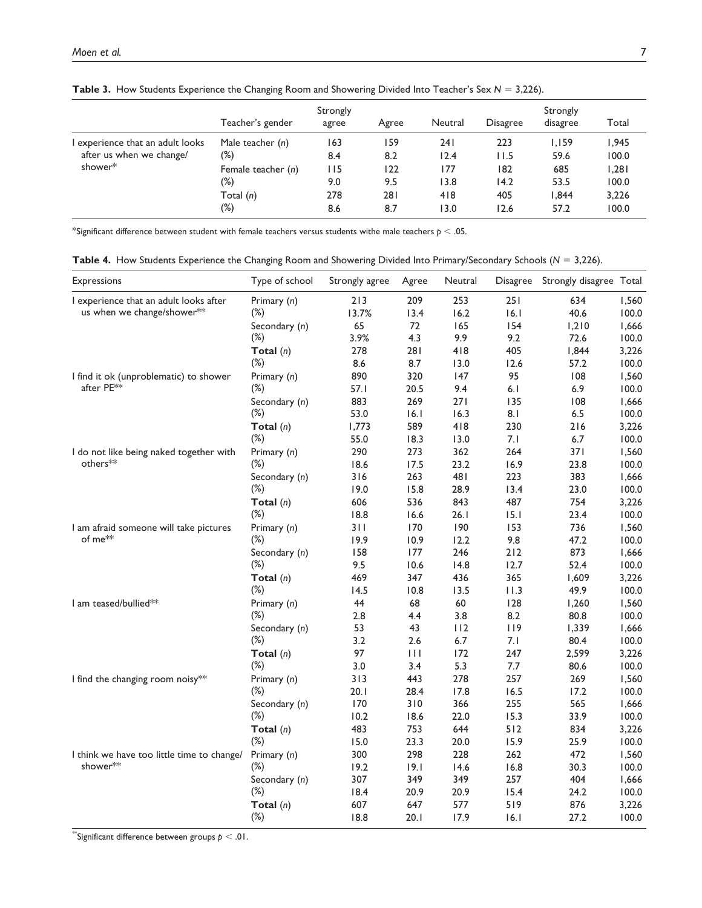**Table 3.** How Students Experience the Changing Room and Showering Divided Into Teacher's Sex $N = 3,226$).

| | Teacher's gender | Strongly agree | Agree | Neutral | Disagree | Strongly disagree | Total |
|---|---|---|---|---|---|---|---|
| I experience that an adult looks after us when we change/ shower* | Male teacher (*n*) | 163 | 159 | 241 | 223 | 1,159 | 1,945 |
| | (%) | 8.4 | 8.2 | 12.4 | 11.5 | 59.6 | 100.0 |
| | Female teacher (*n*) | 115 | 122 | 177 | 182 | 685 | 1,281 |
| | (%) | 9.0 | 9.5 | 13.8 | 14.2 | 53.5 | 100.0 |
| | Total (*n*) | 278 | 281 | 418 | 405 | 1,844 | 3,226 |
| | (%) | 8.6 | 8.7 | 13.0 | 12.6 | 57.2 | 100.0 |

*Significant difference between student with female teachers versus students withe male teachers $p < .05$.

**Table 4.** How Students Experience the Changing Room and Showering Divided Into Primary/Secondary Schools ($N = 3,226$).

| Expressions | Type of school | Strongly agree | Agree | Neutral | Disagree | Strongly disagree | Total |
|---|---|---|---|---|---|---|---|
| I experience that an adult looks after us when we change/shower** | Primary (*n*) | 213 | 209 | 253 | 251 | 634 | 1,560 |
| | (%) | 13.7% | 13.4 | 16.2 | 16.1 | 40.6 | 100.0 |
| | Secondary (*n*) | 65 | 72 | 165 | 154 | 1,210 | 1,666 |
| | (%) | 3.9% | 4.3 | 9.9 | 9.2 | 72.6 | 100.0 |
| | **Total** (*n*) | 278 | 281 | 418 | 405 | 1,844 | 3,226 |
| | (%) | 8.6 | 8.7 | 13.0 | 12.6 | 57.2 | 100.0 |
| I find it ok (unproblematic) to shower after PE** | Primary (*n*) | 890 | 320 | 147 | 95 | 108 | 1,560 |
| | (%) | 57.1 | 20.5 | 9.4 | 6.1 | 6.9 | 100.0 |
| | Secondary (*n*) | 883 | 269 | 271 | 135 | 108 | 1,666 |
| | (%) | 53.0 | 16.1 | 16.3 | 8.1 | 6.5 | 100.0 |
| | **Total** (*n*) | 1,773 | 589 | 418 | 230 | 216 | 3,226 |
| | (%) | 55.0 | 18.3 | 13.0 | 7.1 | 6.7 | 100.0 |
| I do not like being naked together with others** | Primary (*n*) | 290 | 273 | 362 | 264 | 371 | 1,560 |
| | (%) | 18.6 | 17.5 | 23.2 | 16.9 | 23.8 | 100.0 |
| | Secondary (*n*) | 316 | 263 | 481 | 223 | 383 | 1,666 |
| | (%) | 19.0 | 15.8 | 28.9 | 13.4 | 23.0 | 100.0 |
| | **Total** (*n*) | 606 | 536 | 843 | 487 | 754 | 3,226 |
| | (%) | 18.8 | 16.6 | 26.1 | 15.1 | 23.4 | 100.0 |
| I am afraid someone will take pictures of me** | Primary (*n*) | 311 | 170 | 190 | 153 | 736 | 1,560 |
| | (%) | 19.9 | 10.9 | 12.2 | 9.8 | 47.2 | 100.0 |
| | Secondary (*n*) | 158 | 177 | 246 | 212 | 873 | 1,666 |
| | (%) | 9.5 | 10.6 | 14.8 | 12.7 | 52.4 | 100.0 |
| | **Total** (*n*) | 469 | 347 | 436 | 365 | 1,609 | 3,226 |
| | (%) | 14.5 | 10.8 | 13.5 | 11.3 | 49.9 | 100.0 |
| I am teased/bullied** | Primary (*n*) | 44 | 68 | 60 | 128 | 1,260 | 1,560 |
| | (%) | 2.8 | 4.4 | 3.8 | 8.2 | 80.8 | 100.0 |
| | Secondary (*n*) | 53 | 43 | 112 | 119 | 1,339 | 1,666 |
| | (%) | 3.2 | 2.6 | 6.7 | 7.1 | 80.4 | 100.0 |
| | **Total** (*n*) | 97 | 111 | 172 | 247 | 2,599 | 3,226 |
| | (%) | 3.0 | 3.4 | 5.3 | 7.7 | 80.6 | 100.0 |
| I find the changing room noisy** | Primary (*n*) | 313 | 443 | 278 | 257 | 269 | 1,560 |
| | (%) | 20.1 | 28.4 | 17.8 | 16.5 | 17.2 | 100.0 |
| | Secondary (*n*) | 170 | 310 | 366 | 255 | 565 | 1,666 |
| | (%) | 10.2 | 18.6 | 22.0 | 15.3 | 33.9 | 100.0 |
| | **Total** (*n*) | 483 | 753 | 644 | 512 | 834 | 3,226 |
| | (%) | 15.0 | 23.3 | 20.0 | 15.9 | 25.9 | 100.0 |
| I think we have too little time to change/ shower** | Primary (*n*) | 300 | 298 | 228 | 262 | 472 | 1,560 |
| | (%) | 19.2 | 19.1 | 14.6 | 16.8 | 30.3 | 100.0 |
| | Secondary (*n*) | 307 | 349 | 349 | 257 | 404 | 1,666 |
| | (%) | 18.4 | 20.9 | 20.9 | 15.4 | 24.2 | 100.0 |
| | **Total** (*n*) | 607 | 647 | 577 | 519 | 876 | 3,226 |
| | (%) | 18.8 | 20.1 | 17.9 | 16.1 | 27.2 | 100.0 |

**Significant difference between groups $p < .01$.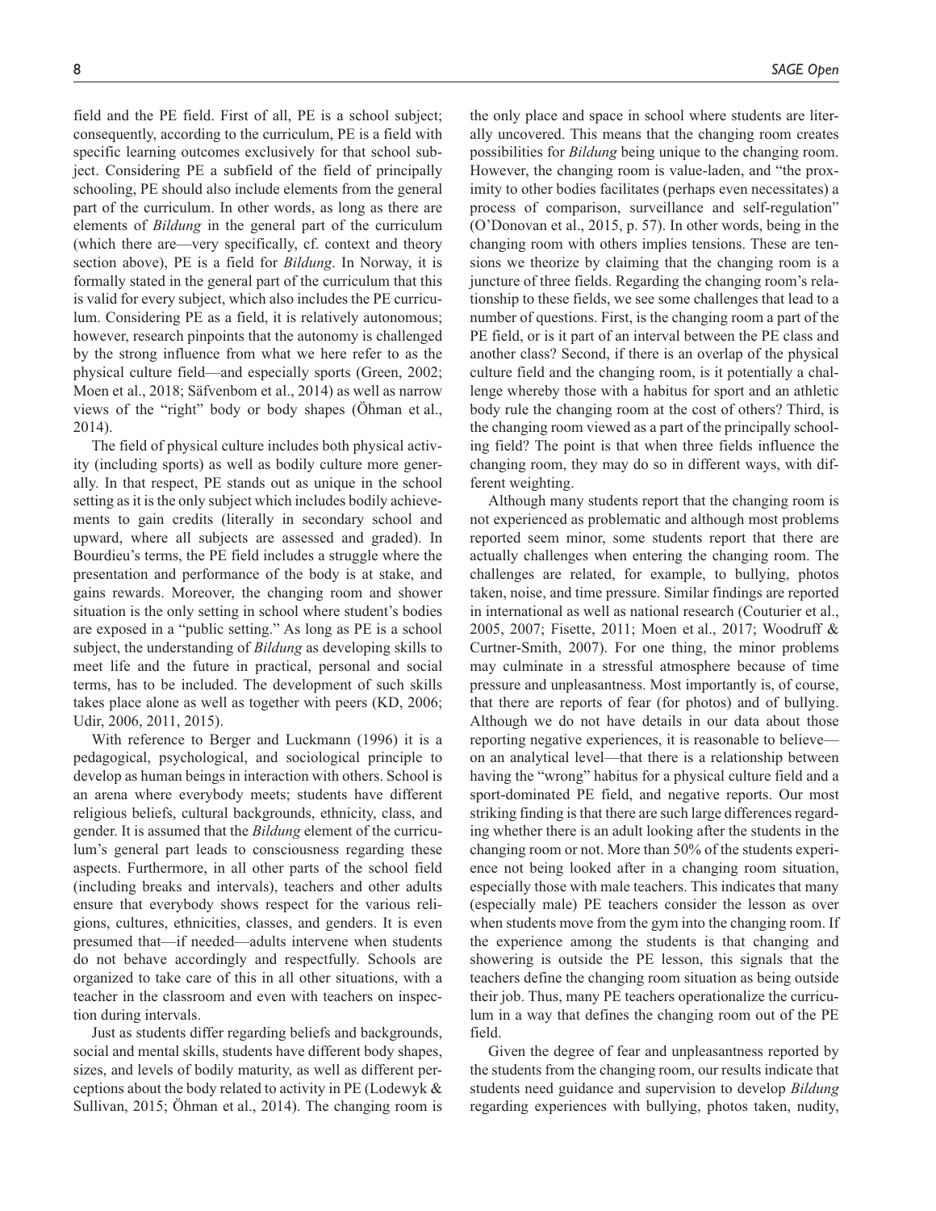field and the PE field. First of all, PE is a school subject; consequently, according to the curriculum, PE is a field with specific learning outcomes exclusively for that school subject. Considering PE a subfield of the field of principally schooling, PE should also include elements from the general part of the curriculum. In other words, as long as there are elements of *Bildung* in the general part of the curriculum (which there are—very specifically, cf. context and theory section above), PE is a field for *Bildung*. In Norway, it is formally stated in the general part of the curriculum that this is valid for every subject, which also includes the PE curriculum. Considering PE as a field, it is relatively autonomous; however, research pinpoints that the autonomy is challenged by the strong influence from what we here refer to as the physical culture field—and especially sports (Green, 2002; Moen et al., 2018; Säfvenbom et al., 2014) as well as narrow views of the "right" body or body shapes (Öhman et al., 2014).

The field of physical culture includes both physical activity (including sports) as well as bodily culture more generally. In that respect, PE stands out as unique in the school setting as it is the only subject which includes bodily achievements to gain credits (literally in secondary school and upward, where all subjects are assessed and graded). In Bourdieu's terms, the PE field includes a struggle where the presentation and performance of the body is at stake, and gains rewards. Moreover, the changing room and shower situation is the only setting in school where student's bodies are exposed in a "public setting." As long as PE is a school subject, the understanding of *Bildung* as developing skills to meet life and the future in practical, personal and social terms, has to be included. The development of such skills takes place alone as well as together with peers (KD, 2006; Udir, 2006, 2011, 2015).

With reference to Berger and Luckmann (1996) it is a pedagogical, psychological, and sociological principle to develop as human beings in interaction with others. School is an arena where everybody meets; students have different religious beliefs, cultural backgrounds, ethnicity, class, and gender. It is assumed that the *Bildung* element of the curriculum's general part leads to consciousness regarding these aspects. Furthermore, in all other parts of the school field (including breaks and intervals), teachers and other adults ensure that everybody shows respect for the various religions, cultures, ethnicities, classes, and genders. It is even presumed that—if needed—adults intervene when students do not behave accordingly and respectfully. Schools are organized to take care of this in all other situations, with a teacher in the classroom and even with teachers on inspection during intervals.

Just as students differ regarding beliefs and backgrounds, social and mental skills, students have different body shapes, sizes, and levels of bodily maturity, as well as different perceptions about the body related to activity in PE (Lodewyk & Sullivan, 2015; Öhman et al., 2014). The changing room is the only place and space in school where students are literally uncovered. This means that the changing room creates possibilities for *Bildung* being unique to the changing room. However, the changing room is value-laden, and "the proximity to other bodies facilitates (perhaps even necessitates) a process of comparison, surveillance and self-regulation" (O'Donovan et al., 2015, p. 57). In other words, being in the changing room with others implies tensions. These are tensions we theorize by claiming that the changing room is a juncture of three fields. Regarding the changing room's relationship to these fields, we see some challenges that lead to a number of questions. First, is the changing room a part of the PE field, or is it part of an interval between the PE class and another class? Second, if there is an overlap of the physical culture field and the changing room, is it potentially a challenge whereby those with a habitus for sport and an athletic body rule the changing room at the cost of others? Third, is the changing room viewed as a part of the principally schooling field? The point is that when three fields influence the changing room, they may do so in different ways, with different weighting.

Although many students report that the changing room is not experienced as problematic and although most problems reported seem minor, some students report that there are actually challenges when entering the changing room. The challenges are related, for example, to bullying, photos taken, noise, and time pressure. Similar findings are reported in international as well as national research (Couturier et al., 2005, 2007; Fisette, 2011; Moen et al., 2017; Woodruff & Curtner-Smith, 2007). For one thing, the minor problems may culminate in a stressful atmosphere because of time pressure and unpleasantness. Most importantly is, of course, that there are reports of fear (for photos) and of bullying. Although we do not have details in our data about those reporting negative experiences, it is reasonable to believe—on an analytical level—that there is a relationship between having the "wrong" habitus for a physical culture field and a sport-dominated PE field, and negative reports. Our most striking finding is that there are such large differences regarding whether there is an adult looking after the students in the changing room or not. More than 50% of the students experience not being looked after in a changing room situation, especially those with male teachers. This indicates that many (especially male) PE teachers consider the lesson as over when students move from the gym into the changing room. If the experience among the students is that changing and showering is outside the PE lesson, this signals that the teachers define the changing room situation as being outside their job. Thus, many PE teachers operationalize the curriculum in a way that defines the changing room out of the PE field.

Given the degree of fear and unpleasantness reported by the students from the changing room, our results indicate that students need guidance and supervision to develop *Bildung* regarding experiences with bullying, photos taken, nudity,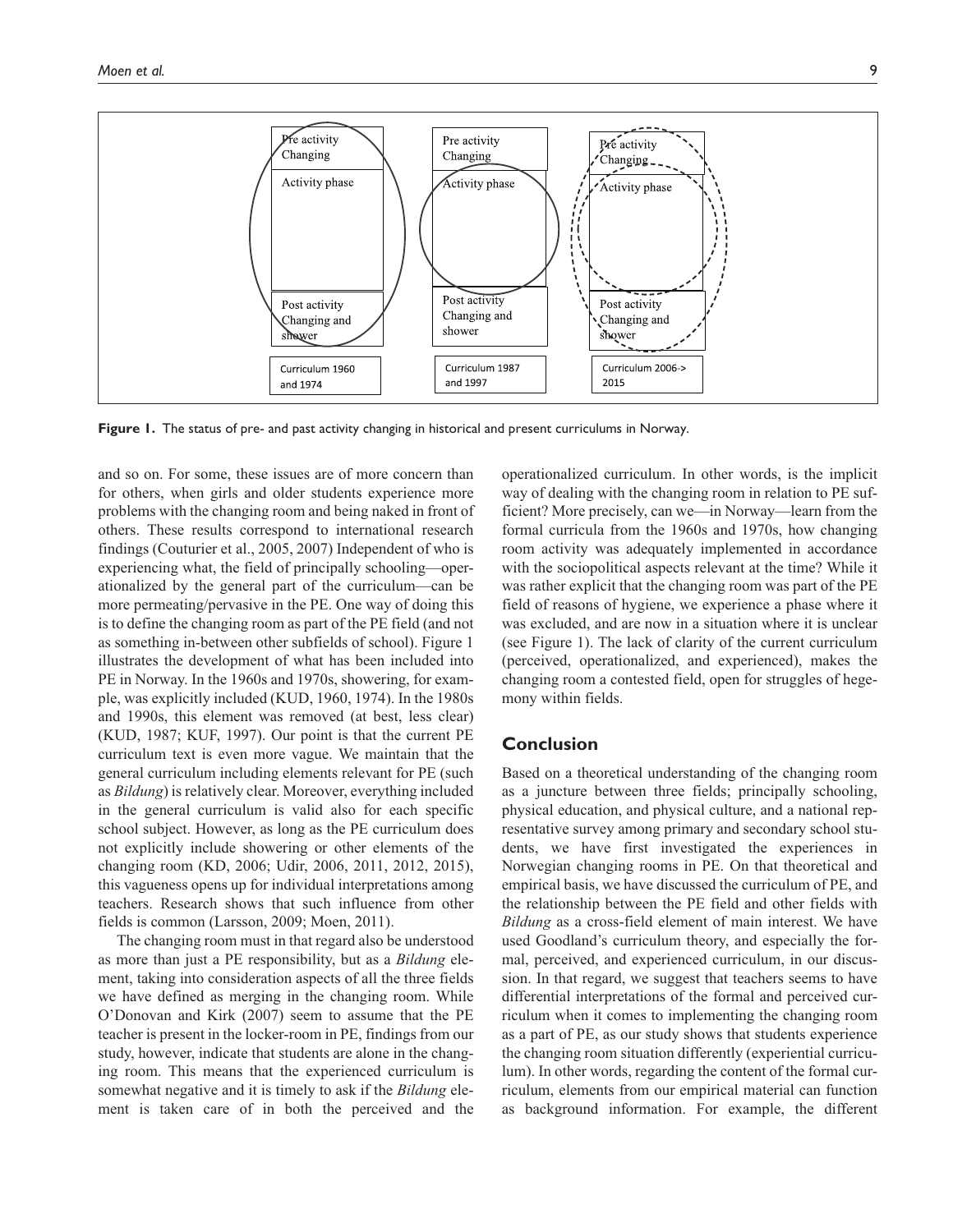Pre activity Changing | Pre activity Changing | Pre activity Changing
Activity phase | Activity phase | Activity phase
Post activity Changing and shower | Post activity Changing and shower | Post activity Changing and shower
Curriculum 1960 and 1974 | Curriculum 1987 and 1997 | Curriculum 2006-> 2015

**Figure 1.** The status of pre- and past activity changing in historical and present curriculums in Norway.

and so on. For some, these issues are of more concern than for others, when girls and older students experience more problems with the changing room and being naked in front of others. These results correspond to international research findings (Couturier et al., 2005, 2007) Independent of who is experiencing what, the field of principally schooling—operationalized by the general part of the curriculum—can be more permeating/pervasive in the PE. One way of doing this is to define the changing room as part of the PE field (and not as something in-between other subfields of school). Figure 1 illustrates the development of what has been included into PE in Norway. In the 1960s and 1970s, showering, for example, was explicitly included (KUD, 1960, 1974). In the 1980s and 1990s, this element was removed (at best, less clear) (KUD, 1987; KUF, 1997). Our point is that the current PE curriculum text is even more vague. We maintain that the general curriculum including elements relevant for PE (such as *Bildung*) is relatively clear. Moreover, everything included in the general curriculum is valid also for each specific school subject. However, as long as the PE curriculum does not explicitly include showering or other elements of the changing room (KD, 2006; Udir, 2006, 2011, 2012, 2015), this vagueness opens up for individual interpretations among teachers. Research shows that such influence from other fields is common (Larsson, 2009; Moen, 2011).

The changing room must in that regard also be understood as more than just a PE responsibility, but as a *Bildung* element, taking into consideration aspects of all the three fields we have defined as merging in the changing room. While O'Donovan and Kirk (2007) seem to assume that the PE teacher is present in the locker-room in PE, findings from our study, however, indicate that students are alone in the changing room. This means that the experienced curriculum is somewhat negative and it is timely to ask if the *Bildung* element is taken care of in both the perceived and the operationalized curriculum. In other words, is the implicit way of dealing with the changing room in relation to PE sufficient? More precisely, can we—in Norway—learn from the formal curricula from the 1960s and 1970s, how changing room activity was adequately implemented in accordance with the sociopolitical aspects relevant at the time? While it was rather explicit that the changing room was part of the PE field of reasons of hygiene, we experience a phase where it was excluded, and are now in a situation where it is unclear (see Figure 1). The lack of clarity of the current curriculum (perceived, operationalized, and experienced), makes the changing room a contested field, open for struggles of hegemony within fields.

## Conclusion

Based on a theoretical understanding of the changing room as a juncture between three fields; principally schooling, physical education, and physical culture, and a national representative survey among primary and secondary school students, we have first investigated the experiences in Norwegian changing rooms in PE. On that theoretical and empirical basis, we have discussed the curriculum of PE, and the relationship between the PE field and other fields with *Bildung* as a cross-field element of main interest. We have used Goodland's curriculum theory, and especially the formal, perceived, and experienced curriculum, in our discussion. In that regard, we suggest that teachers seems to have differential interpretations of the formal and perceived curriculum when it comes to implementing the changing room as a part of PE, as our study shows that students experience the changing room situation differently (experiential curriculum). In other words, regarding the content of the formal curriculum, elements from our empirical material can function as background information. For example, the different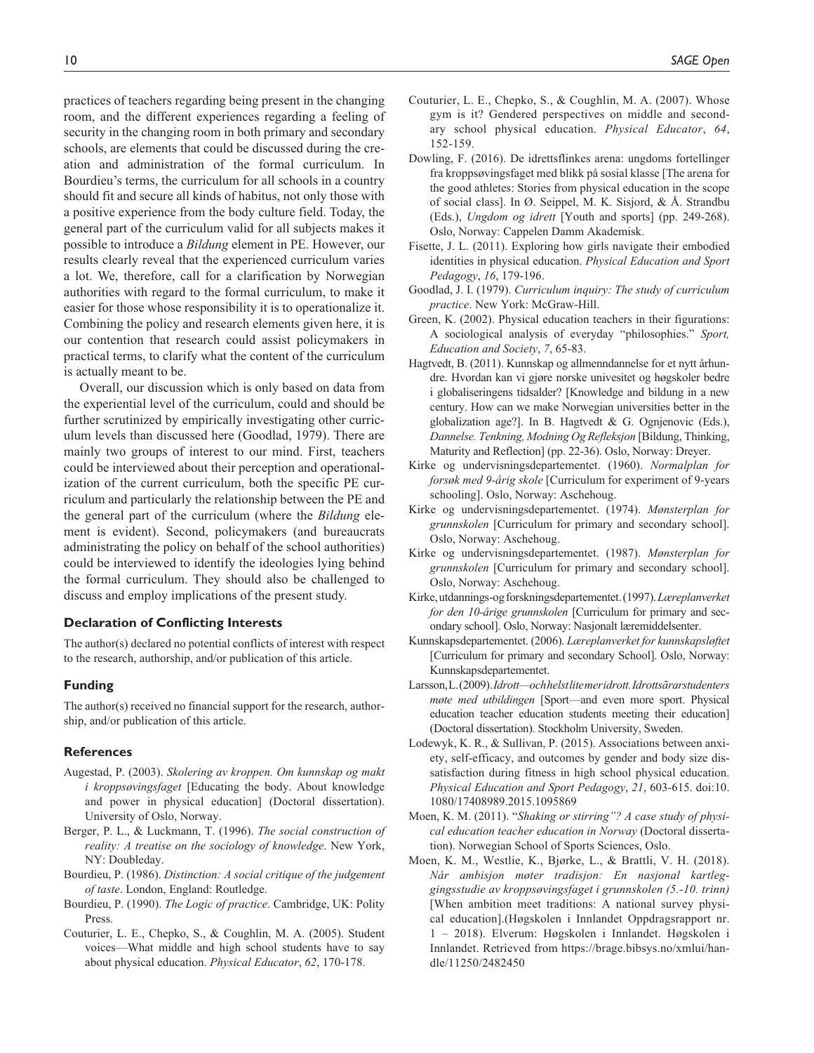practices of teachers regarding being present in the changing room, and the different experiences regarding a feeling of security in the changing room in both primary and secondary schools, are elements that could be discussed during the creation and administration of the formal curriculum. In Bourdieu's terms, the curriculum for all schools in a country should fit and secure all kinds of habitus, not only those with a positive experience from the body culture field. Today, the general part of the curriculum valid for all subjects makes it possible to introduce a *Bildung* element in PE. However, our results clearly reveal that the experienced curriculum varies a lot. We, therefore, call for a clarification by Norwegian authorities with regard to the formal curriculum, to make it easier for those whose responsibility it is to operationalize it. Combining the policy and research elements given here, it is our contention that research could assist policymakers in practical terms, to clarify what the content of the curriculum is actually meant to be.

Overall, our discussion which is only based on data from the experiential level of the curriculum, could and should be further scrutinized by empirically investigating other curriculum levels than discussed here (Goodlad, 1979). There are mainly two groups of interest to our mind. First, teachers could be interviewed about their perception and operationalization of the current curriculum, both the specific PE curriculum and particularly the relationship between the PE and the general part of the curriculum (where the *Bildung* element is evident). Second, policymakers (and bureaucrats administrating the policy on behalf of the school authorities) could be interviewed to identify the ideologies lying behind the formal curriculum. They should also be challenged to discuss and employ implications of the present study.

### Declaration of Conflicting Interests

The author(s) declared no potential conflicts of interest with respect to the research, authorship, and/or publication of this article.

### Funding

The author(s) received no financial support for the research, authorship, and/or publication of this article.

### References

Augestad, P. (2003). *Skolering av kroppen. Om kunnskap og makt i kroppsøvingsfaget* [Educating the body. About knowledge and power in physical education] (Doctoral dissertation). University of Oslo, Norway.

Berger, P. L., & Luckmann, T. (1996). *The social construction of reality: A treatise on the sociology of knowledge*. New York, NY: Doubleday.

Bourdieu, P. (1986). *Distinction: A social critique of the judgement of taste*. London, England: Routledge.

Bourdieu, P. (1990). *The Logic of practice*. Cambridge, UK: Polity Press.

Couturier, L. E., Chepko, S., & Coughlin, M. A. (2005). Student voices—What middle and high school students have to say about physical education. *Physical Educator*, *62*, 170-178.

Couturier, L. E., Chepko, S., & Coughlin, M. A. (2007). Whose gym is it? Gendered perspectives on middle and secondary school physical education. *Physical Educator*, *64*, 152-159.

Dowling, F. (2016). De idrettsflinkes arena: ungdoms fortellinger fra kroppsøvingsfaget med blikk på sosial klasse [The arena for the good athletes: Stories from physical education in the scope of social class]. In Ø. Seippel, M. K. Sisjord, & Å. Strandbu (Eds.), *Ungdom og idrett* [Youth and sports] (pp. 249-268). Oslo, Norway: Cappelen Damm Akademisk.

Fisette, J. L. (2011). Exploring how girls navigate their embodied identities in physical education. *Physical Education and Sport Pedagogy*, *16*, 179-196.

Goodlad, J. I. (1979). *Curriculum inquiry: The study of curriculum practice*. New York: McGraw-Hill.

Green, K. (2002). Physical education teachers in their figurations: A sociological analysis of everyday "philosophies." *Sport, Education and Society*, *7*, 65-83.

Hagtvedt, B. (2011). Kunnskap og allmenndannelse for et nytt århundre. Hvordan kan vi gjøre norske univesitet og høgskoler bedre i globaliseringens tidsalder? [Knowledge and bildung in a new century. How can we make Norwegian universities better in the globalization age?]. In B. Hagtvedt & G. Ognjenovic (Eds.), *Dannelse. Tenkning, Modning Og Refleksjon* [Bildung, Thinking, Maturity and Reflection] (pp. 22-36). Oslo, Norway: Dreyer.

Kirke og undervisningsdepartementet. (1960). *Normalplan for forsøk med 9-årig skole* [Curriculum for experiment of 9-years schooling]. Oslo, Norway: Aschehoug.

Kirke og undervisningsdepartementet. (1974). *Mønsterplan for grunnskolen* [Curriculum for primary and secondary school]. Oslo, Norway: Aschehoug.

Kirke og undervisningsdepartementet. (1987). *Mønsterplan for grunnskolen* [Curriculum for primary and secondary school]. Oslo, Norway: Aschehoug.

Kirke, utdannings-og forskningsdepartementet. (1997). *Læreplanverket for den 10-årige grunnskolen* [Curriculum for primary and secondary school]. Oslo, Norway: Nasjonalt læremiddelsenter.

Kunnskapsdepartementet. (2006). *Læreplanverket for kunnskapsløftet* [Curriculum for primary and secondary School]. Oslo, Norway: Kunnskapsdepartementet.

Larsson, L. (2009). *Idrott—och helst lite mer idrott. Idrottsärarstudenters møte med utbildingen* [Sport—and even more sport. Physical education teacher education students meeting their education] (Doctoral dissertation). Stockholm University, Sweden.

Lodewyk, K. R., & Sullivan, P. (2015). Associations between anxiety, self-efficacy, and outcomes by gender and body size dissatisfaction during fitness in high school physical education. *Physical Education and Sport Pedagogy*, *21*, 603-615. doi:10.1080/17408989.2015.1095869

Moen, K. M. (2011). "*Shaking or stirring"? A case study of physical education teacher education in Norway* (Doctoral dissertation). Norwegian School of Sports Sciences, Oslo.

Moen, K. M., Westlie, K., Bjørke, L., & Brattli, V. H. (2018). *Når ambisjon møter tradisjon: En nasjonal kartleggingsstudie av kroppsøvingsfaget i grunnskolen (5.-10. trinn)* [When ambition meet traditions: A national survey physical education].(Høgskolen i Innlandet Oppdragsrapport nr. 1 – 2018). Elverum: Høgskolen i Innlandet. Høgskolen i Innlandet. Retrieved from https://brage.bibsys.no/xmlui/handle/11250/2482450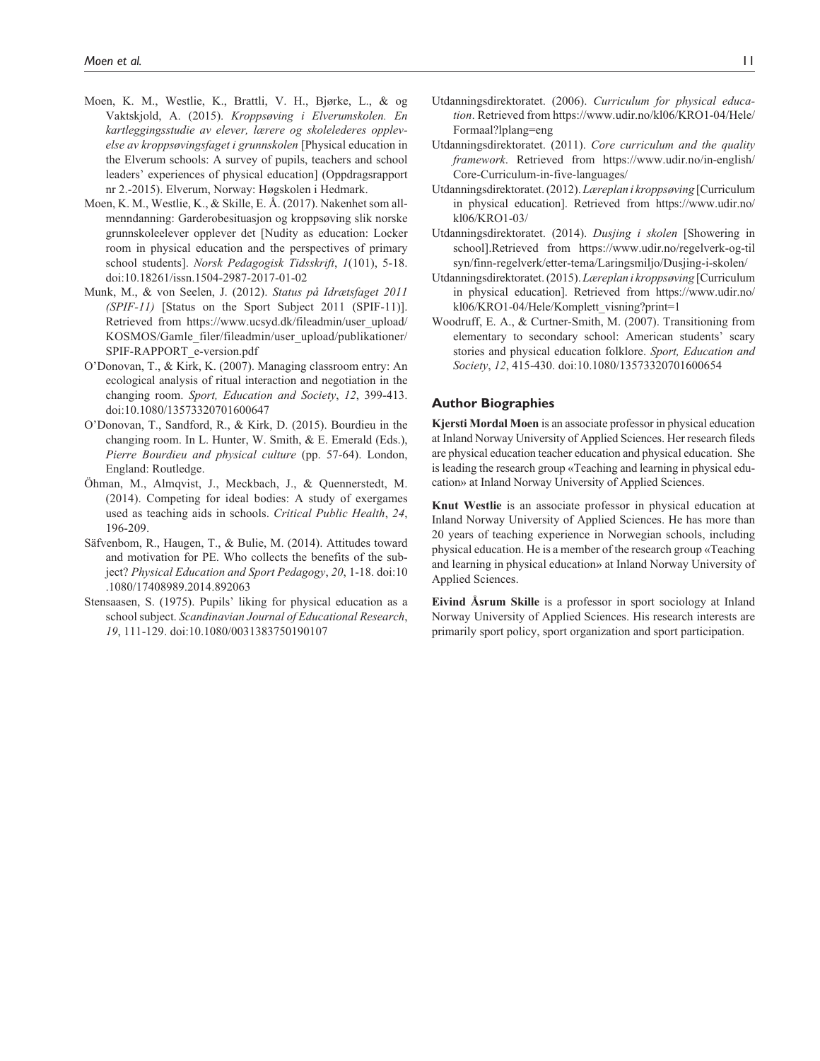Moen, K. M., Westlie, K., Brattli, V. H., Bjørke, L., & og Vaktskjold, A. (2015). *Kroppsøving i Elverumskolen. En kartleggingsstudie av elever, lærere og skolelederes opplevelse av kroppsøvingsfaget i grunnskolen* [Physical education in the Elverum schools: A survey of pupils, teachers and school leaders' experiences of physical education] (Oppdragsrapport nr 2.-2015). Elverum, Norway: Høgskolen i Hedmark.

Moen, K. M., Westlie, K., & Skille, E. Å. (2017). Nakenhet som allmenndanning: Garderobesituasjon og kroppsøving slik norske grunnskoleelever opplever det [Nudity as education: Locker room in physical education and the perspectives of primary school students]. *Norsk Pedagogisk Tidsskrift*, *1*(101), 5-18. doi:10.18261/issn.1504-2987-2017-01-02

Munk, M., & von Seelen, J. (2012). *Status på Idrætsfaget 2011 (SPIF-11)* [Status on the Sport Subject 2011 (SPIF-11)]. Retrieved from https://www.ucsyd.dk/fileadmin/user_upload/KOSMOS/Gamle_filer/fileadmin/user_upload/publikationer/SPIF-RAPPORT_e-version.pdf

O'Donovan, T., & Kirk, K. (2007). Managing classroom entry: An ecological analysis of ritual interaction and negotiation in the changing room. *Sport, Education and Society*, *12*, 399-413. doi:10.1080/13573320701600647

O'Donovan, T., Sandford, R., & Kirk, D. (2015). Bourdieu in the changing room. In L. Hunter, W. Smith, & E. Emerald (Eds.), *Pierre Bourdieu and physical culture* (pp. 57-64). London, England: Routledge.

Öhman, M., Almqvist, J., Meckbach, J., & Quennerstedt, M. (2014). Competing for ideal bodies: A study of exergames used as teaching aids in schools. *Critical Public Health*, *24*, 196-209.

Säfvenbom, R., Haugen, T., & Bulie, M. (2014). Attitudes toward and motivation for PE. Who collects the benefits of the subject? *Physical Education and Sport Pedagogy*, *20*, 1-18. doi:10.1080/17408989.2014.892063

Stensaasen, S. (1975). Pupils' liking for physical education as a school subject. *Scandinavian Journal of Educational Research*, *19*, 111-129. doi:10.1080/0031383750190107

Utdanningsdirektoratet. (2006). *Curriculum for physical education*. Retrieved from https://www.udir.no/kl06/KRO1-04/Hele/Formaal?lplang=eng

Utdanningsdirektoratet. (2011). *Core curriculum and the quality framework*. Retrieved from https://www.udir.no/in-english/Core-Curriculum-in-five-languages/

Utdanningsdirektoratet. (2012). *Læreplan i kroppsøving* [Curriculum in physical education]. Retrieved from https://www.udir.no/kl06/KRO1-03/

Utdanningsdirektoratet. (2014). *Dusjing i skolen* [Showering in school].Retrieved from https://www.udir.no/regelverk-og-tilsyn/finn-regelverk/etter-tema/Laringsmiljo/Dusjing-i-skolen/

Utdanningsdirektoratet. (2015). *Læreplan i kroppsøving* [Curriculum in physical education]. Retrieved from https://www.udir.no/kl06/KRO1-04/Hele/Komplett_visning?print=1

Woodruff, E. A., & Curtner-Smith, M. (2007). Transitioning from elementary to secondary school: American students' scary stories and physical education folklore. *Sport, Education and Society*, *12*, 415-430. doi:10.1080/13573320701600654

## Author Biographies

**Kjersti Mordal Moen** is an associate professor in physical education at Inland Norway University of Applied Sciences. Her research fileds are physical education teacher education and physical education. She is leading the research group «Teaching and learning in physical education» at Inland Norway University of Applied Sciences.

**Knut Westlie** is an associate professor in physical education at Inland Norway University of Applied Sciences. He has more than 20 years of teaching experience in Norwegian schools, including physical education. He is a member of the research group «Teaching and learning in physical education» at Inland Norway University of Applied Sciences.

**Eivind Åsrum Skille** is a professor in sport sociology at Inland Norway University of Applied Sciences. His research interests are primarily sport policy, sport organization and sport participation.